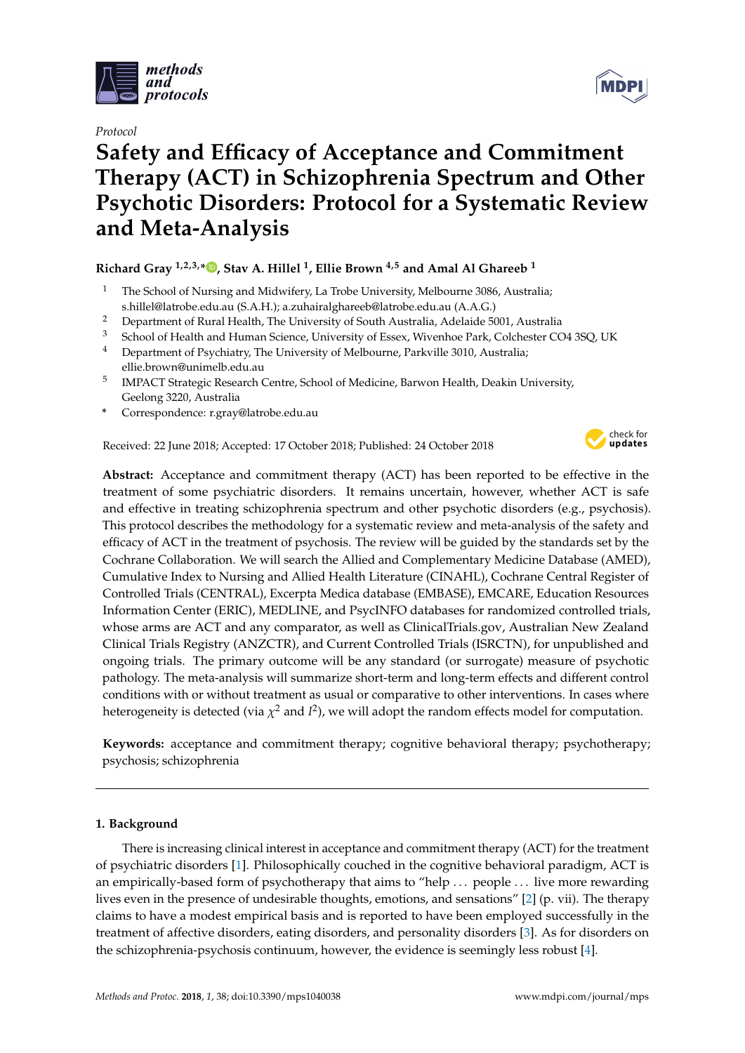*Protocol*

# Safety and Efficacy of Acceptance and Commitment Therapy (ACT) in Schizophrenia Spectrum and Other Psychotic Disorders: Protocol for a Systematic Review and Meta-Analysis

**Richard Gray [1,2,3,*], Stav A. Hillel [1], Ellie Brown [4,5] and Amal Al Ghareeb [1]**

1. The School of Nursing and Midwifery, La Trobe University, Melbourne 3086, Australia; s.hillel@latrobe.edu.au (S.A.H.); a.zuhairalghareeb@latrobe.edu.au (A.A.G.)
2. Department of Rural Health, The University of South Australia, Adelaide 5001, Australia
3. School of Health and Human Science, University of Essex, Wivenhoe Park, Colchester CO4 3SQ, UK
4. Department of Psychiatry, The University of Melbourne, Parkville 3010, Australia; ellie.brown@unimelb.edu.au
5. IMPACT Strategic Research Centre, School of Medicine, Barwon Health, Deakin University, Geelong 3220, Australia

\* Correspondence: r.gray@latrobe.edu.au

Received: 22 June 2018; Accepted: 17 October 2018; Published: 24 October 2018

**Abstract:** Acceptance and commitment therapy (ACT) has been reported to be effective in the treatment of some psychiatric disorders. It remains uncertain, however, whether ACT is safe and effective in treating schizophrenia spectrum and other psychotic disorders (e.g., psychosis). This protocol describes the methodology for a systematic review and meta-analysis of the safety and efficacy of ACT in the treatment of psychosis. The review will be guided by the standards set by the Cochrane Collaboration. We will search the Allied and Complementary Medicine Database (AMED), Cumulative Index to Nursing and Allied Health Literature (CINAHL), Cochrane Central Register of Controlled Trials (CENTRAL), Excerpta Medica database (EMBASE), EMCARE, Education Resources Information Center (ERIC), MEDLINE, and PsycINFO databases for randomized controlled trials, whose arms are ACT and any comparator, as well as ClinicalTrials.gov, Australian New Zealand Clinical Trials Registry (ANZCTR), and Current Controlled Trials (ISRCTN), for unpublished and ongoing trials. The primary outcome will be any standard (or surrogate) measure of psychotic pathology. The meta-analysis will summarize short-term and long-term effects and different control conditions with or without treatment as usual or comparative to other interventions. In cases where heterogeneity is detected (via $\chi^2$ and $I^2$), we will adopt the random effects model for computation.

**Keywords:** acceptance and commitment therapy; cognitive behavioral therapy; psychotherapy; psychosis; schizophrenia

## 1. Background

There is increasing clinical interest in acceptance and commitment therapy (ACT) for the treatment of psychiatric disorders [1]. Philosophically couched in the cognitive behavioral paradigm, ACT is an empirically-based form of psychotherapy that aims to "help . . . people . . . live more rewarding lives even in the presence of undesirable thoughts, emotions, and sensations" [2] (p. vii). The therapy claims to have a modest empirical basis and is reported to have been employed successfully in the treatment of affective disorders, eating disorders, and personality disorders [3]. As for disorders on the schizophrenia-psychosis continuum, however, the evidence is seemingly less robust [4].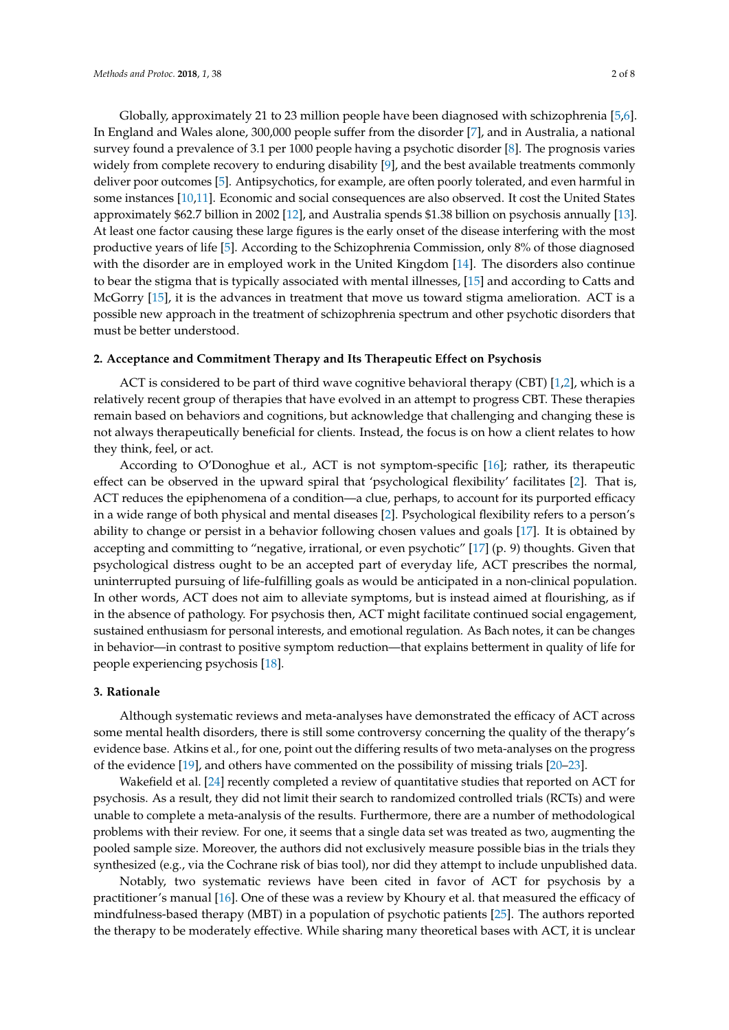Globally, approximately 21 to 23 million people have been diagnosed with schizophrenia [5,6]. In England and Wales alone, 300,000 people suffer from the disorder [7], and in Australia, a national survey found a prevalence of 3.1 per 1000 people having a psychotic disorder [8]. The prognosis varies widely from complete recovery to enduring disability [9], and the best available treatments commonly deliver poor outcomes [5]. Antipsychotics, for example, are often poorly tolerated, and even harmful in some instances [10,11]. Economic and social consequences are also observed. It cost the United States approximately $62.7 billion in 2002 [12], and Australia spends $1.38 billion on psychosis annually [13]. At least one factor causing these large figures is the early onset of the disease interfering with the most productive years of life [5]. According to the Schizophrenia Commission, only 8% of those diagnosed with the disorder are in employed work in the United Kingdom [14]. The disorders also continue to bear the stigma that is typically associated with mental illnesses, [15] and according to Catts and McGorry [15], it is the advances in treatment that move us toward stigma amelioration. ACT is a possible new approach in the treatment of schizophrenia spectrum and other psychotic disorders that must be better understood.

## 2. Acceptance and Commitment Therapy and Its Therapeutic Effect on Psychosis

ACT is considered to be part of third wave cognitive behavioral therapy (CBT) [1,2], which is a relatively recent group of therapies that have evolved in an attempt to progress CBT. These therapies remain based on behaviors and cognitions, but acknowledge that challenging and changing these is not always therapeutically beneficial for clients. Instead, the focus is on how a client relates to how they think, feel, or act.

According to O'Donoghue et al., ACT is not symptom-specific [16]; rather, its therapeutic effect can be observed in the upward spiral that 'psychological flexibility' facilitates [2]. That is, ACT reduces the epiphenomena of a condition—a clue, perhaps, to account for its purported efficacy in a wide range of both physical and mental diseases [2]. Psychological flexibility refers to a person's ability to change or persist in a behavior following chosen values and goals [17]. It is obtained by accepting and committing to "negative, irrational, or even psychotic" [17] (p. 9) thoughts. Given that psychological distress ought to be an accepted part of everyday life, ACT prescribes the normal, uninterrupted pursuing of life-fulfilling goals as would be anticipated in a non-clinical population. In other words, ACT does not aim to alleviate symptoms, but is instead aimed at flourishing, as if in the absence of pathology. For psychosis then, ACT might facilitate continued social engagement, sustained enthusiasm for personal interests, and emotional regulation. As Bach notes, it can be changes in behavior—in contrast to positive symptom reduction—that explains betterment in quality of life for people experiencing psychosis [18].

## 3. Rationale

Although systematic reviews and meta-analyses have demonstrated the efficacy of ACT across some mental health disorders, there is still some controversy concerning the quality of the therapy's evidence base. Atkins et al., for one, point out the differing results of two meta-analyses on the progress of the evidence [19], and others have commented on the possibility of missing trials [20–23].

Wakefield et al. [24] recently completed a review of quantitative studies that reported on ACT for psychosis. As a result, they did not limit their search to randomized controlled trials (RCTs) and were unable to complete a meta-analysis of the results. Furthermore, there are a number of methodological problems with their review. For one, it seems that a single data set was treated as two, augmenting the pooled sample size. Moreover, the authors did not exclusively measure possible bias in the trials they synthesized (e.g., via the Cochrane risk of bias tool), nor did they attempt to include unpublished data.

Notably, two systematic reviews have been cited in favor of ACT for psychosis by a practitioner's manual [16]. One of these was a review by Khoury et al. that measured the efficacy of mindfulness-based therapy (MBT) in a population of psychotic patients [25]. The authors reported the therapy to be moderately effective. While sharing many theoretical bases with ACT, it is unclear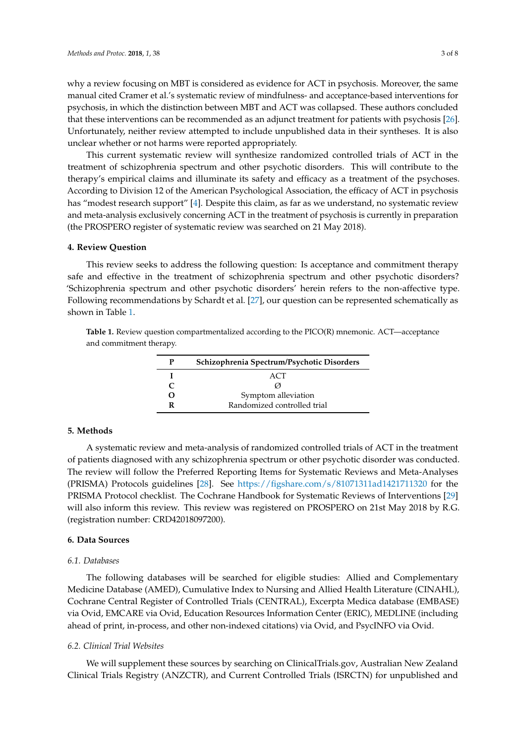why a review focusing on MBT is considered as evidence for ACT in psychosis. Moreover, the same manual cited Cramer et al.'s systematic review of mindfulness- and acceptance-based interventions for psychosis, in which the distinction between MBT and ACT was collapsed. These authors concluded that these interventions can be recommended as an adjunct treatment for patients with psychosis [26]. Unfortunately, neither review attempted to include unpublished data in their syntheses. It is also unclear whether or not harms were reported appropriately.

This current systematic review will synthesize randomized controlled trials of ACT in the treatment of schizophrenia spectrum and other psychotic disorders. This will contribute to the therapy's empirical claims and illuminate its safety and efficacy as a treatment of the psychoses. According to Division 12 of the American Psychological Association, the efficacy of ACT in psychosis has "modest research support" [4]. Despite this claim, as far as we understand, no systematic review and meta-analysis exclusively concerning ACT in the treatment of psychosis is currently in preparation (the PROSPERO register of systematic review was searched on 21 May 2018).

## 4. Review Question

This review seeks to address the following question: Is acceptance and commitment therapy safe and effective in the treatment of schizophrenia spectrum and other psychotic disorders? 'Schizophrenia spectrum and other psychotic disorders' herein refers to the non-affective type. Following recommendations by Schardt et al. [27], our question can be represented schematically as shown in Table 1.

**Table 1.** Review question compartmentalized according to the PICO(R) mnemonic. ACT—acceptance and commitment therapy.

| P | Schizophrenia Spectrum/Psychotic Disorders |
|---|---|
| I | ACT |
| C | Ø |
| O | Symptom alleviation |
| R | Randomized controlled trial |

## 5. Methods

A systematic review and meta-analysis of randomized controlled trials of ACT in the treatment of patients diagnosed with any schizophrenia spectrum or other psychotic disorder was conducted. The review will follow the Preferred Reporting Items for Systematic Reviews and Meta-Analyses (PRISMA) Protocols guidelines [28]. See https://figshare.com/s/81071311ad1421711320 for the PRISMA Protocol checklist. The Cochrane Handbook for Systematic Reviews of Interventions [29] will also inform this review. This review was registered on PROSPERO on 21st May 2018 by R.G. (registration number: CRD42018097200).

## 6. Data Sources

### 6.1. Databases

The following databases will be searched for eligible studies: Allied and Complementary Medicine Database (AMED), Cumulative Index to Nursing and Allied Health Literature (CINAHL), Cochrane Central Register of Controlled Trials (CENTRAL), Excerpta Medica database (EMBASE) via Ovid, EMCARE via Ovid, Education Resources Information Center (ERIC), MEDLINE (including ahead of print, in-process, and other non-indexed citations) via Ovid, and PsycINFO via Ovid.

### 6.2. Clinical Trial Websites

We will supplement these sources by searching on ClinicalTrials.gov, Australian New Zealand Clinical Trials Registry (ANZCTR), and Current Controlled Trials (ISRCTN) for unpublished and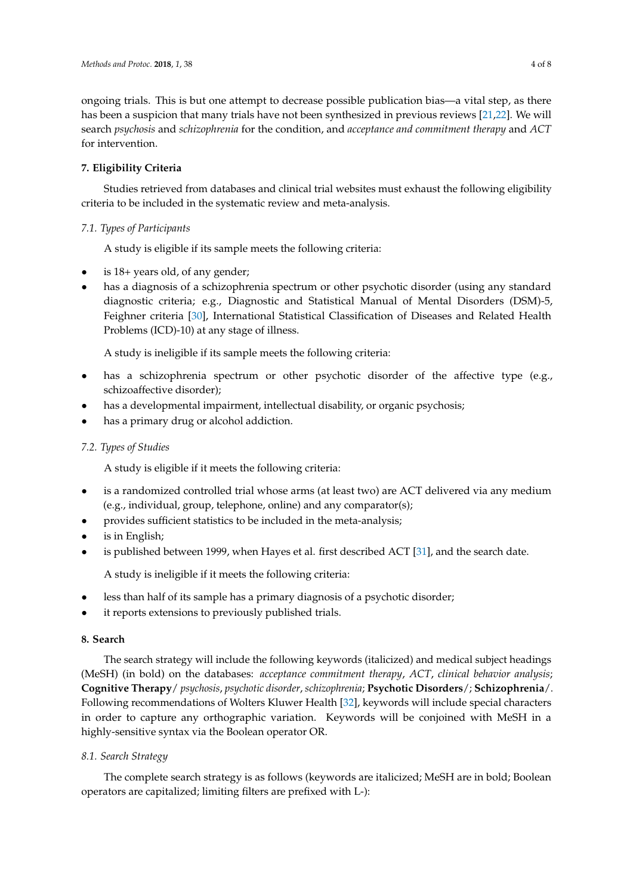ongoing trials. This is but one attempt to decrease possible publication bias—a vital step, as there has been a suspicion that many trials have not been synthesized in previous reviews [21,22]. We will search *psychosis* and *schizophrenia* for the condition, and *acceptance and commitment therapy* and *ACT* for intervention.

## 7. Eligibility Criteria

Studies retrieved from databases and clinical trial websites must exhaust the following eligibility criteria to be included in the systematic review and meta-analysis.

### *7.1. Types of Participants*

A study is eligible if its sample meets the following criteria:

- is 18+ years old, of any gender;
- has a diagnosis of a schizophrenia spectrum or other psychotic disorder (using any standard diagnostic criteria; e.g., Diagnostic and Statistical Manual of Mental Disorders (DSM)-5, Feighner criteria [30], International Statistical Classification of Diseases and Related Health Problems (ICD)-10) at any stage of illness.

A study is ineligible if its sample meets the following criteria:

- has a schizophrenia spectrum or other psychotic disorder of the affective type (e.g., schizoaffective disorder);
- has a developmental impairment, intellectual disability, or organic psychosis;
- has a primary drug or alcohol addiction.

### *7.2. Types of Studies*

A study is eligible if it meets the following criteria:

- is a randomized controlled trial whose arms (at least two) are ACT delivered via any medium (e.g., individual, group, telephone, online) and any comparator(s);
- provides sufficient statistics to be included in the meta-analysis;
- is in English;
- is published between 1999, when Hayes et al. first described ACT [31], and the search date.

A study is ineligible if it meets the following criteria:

- less than half of its sample has a primary diagnosis of a psychotic disorder;
- it reports extensions to previously published trials.

## 8. Search

The search strategy will include the following keywords (italicized) and medical subject headings (MeSH) (in bold) on the databases: *acceptance commitment therapy*, *ACT*, *clinical behavior analysis*; **Cognitive Therapy**/ *psychosis*, *psychotic disorder*, *schizophrenia*; **Psychotic Disorders**/; **Schizophrenia**/. Following recommendations of Wolters Kluwer Health [32], keywords will include special characters in order to capture any orthographic variation. Keywords will be conjoined with MeSH in a highly-sensitive syntax via the Boolean operator OR.

### *8.1. Search Strategy*

The complete search strategy is as follows (keywords are italicized; MeSH are in bold; Boolean operators are capitalized; limiting filters are prefixed with L-):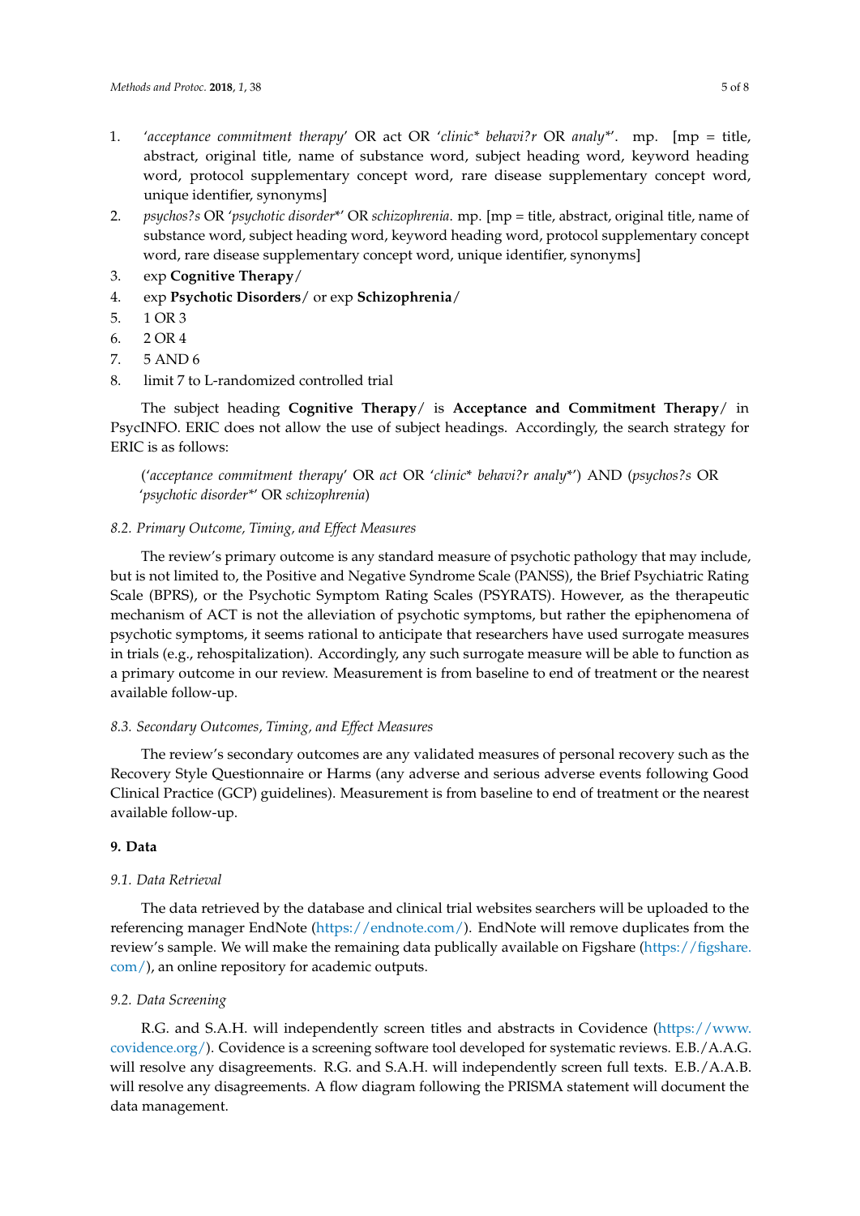1. '*acceptance commitment therapy*' OR act OR '*clinic\* behavi?r* OR *analy\**'. mp. [mp = title, abstract, original title, name of substance word, subject heading word, keyword heading word, protocol supplementary concept word, rare disease supplementary concept word, unique identifier, synonyms]
2. *psychos?s* OR '*psychotic disorder\**' OR *schizophrenia*. mp. [mp = title, abstract, original title, name of substance word, subject heading word, keyword heading word, protocol supplementary concept word, rare disease supplementary concept word, unique identifier, synonyms]
3. exp **Cognitive Therapy**/
4. exp **Psychotic Disorders**/ or exp **Schizophrenia**/
5. 1 OR 3
6. 2 OR 4
7. 5 AND 6
8. limit 7 to L-randomized controlled trial

The subject heading **Cognitive Therapy**/ is **Acceptance and Commitment Therapy**/ in PsycINFO. ERIC does not allow the use of subject headings. Accordingly, the search strategy for ERIC is as follows:

> ('*acceptance commitment therapy*' OR *act* OR '*clinic\* behavi?r analy\**') AND (*psychos?s* OR '*psychotic disorder\**' OR *schizophrenia*)

### *8.2. Primary Outcome, Timing, and Effect Measures*

The review's primary outcome is any standard measure of psychotic pathology that may include, but is not limited to, the Positive and Negative Syndrome Scale (PANSS), the Brief Psychiatric Rating Scale (BPRS), or the Psychotic Symptom Rating Scales (PSYRATS). However, as the therapeutic mechanism of ACT is not the alleviation of psychotic symptoms, but rather the epiphenomena of psychotic symptoms, it seems rational to anticipate that researchers have used surrogate measures in trials (e.g., rehospitalization). Accordingly, any such surrogate measure will be able to function as a primary outcome in our review. Measurement is from baseline to end of treatment or the nearest available follow-up.

### *8.3. Secondary Outcomes, Timing, and Effect Measures*

The review's secondary outcomes are any validated measures of personal recovery such as the Recovery Style Questionnaire or Harms (any adverse and serious adverse events following Good Clinical Practice (GCP) guidelines). Measurement is from baseline to end of treatment or the nearest available follow-up.

## 9. Data

### *9.1. Data Retrieval*

The data retrieved by the database and clinical trial websites searchers will be uploaded to the referencing manager EndNote (https://endnote.com/). EndNote will remove duplicates from the review's sample. We will make the remaining data publically available on Figshare (https://figshare.com/), an online repository for academic outputs.

### *9.2. Data Screening*

R.G. and S.A.H. will independently screen titles and abstracts in Covidence (https://www.covidence.org/). Covidence is a screening software tool developed for systematic reviews. E.B./A.A.G. will resolve any disagreements. R.G. and S.A.H. will independently screen full texts. E.B./A.A.B. will resolve any disagreements. A flow diagram following the PRISMA statement will document the data management.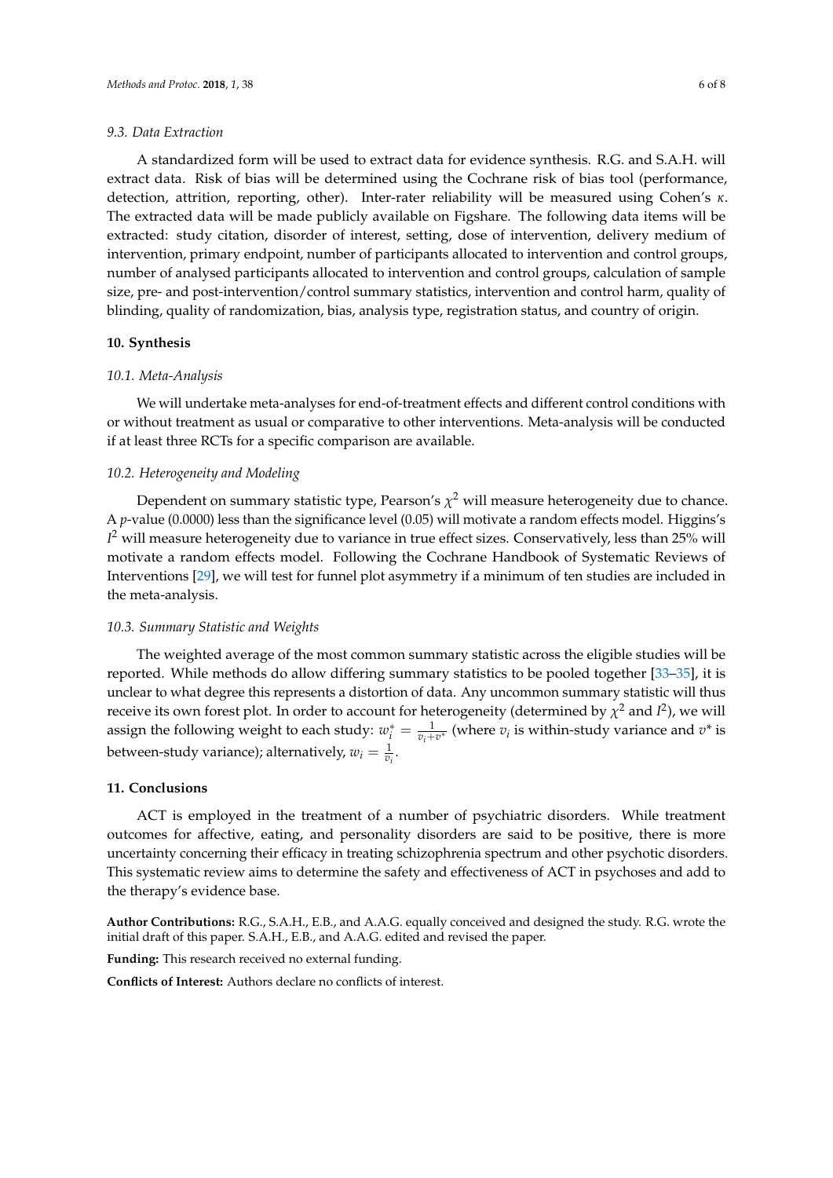### 9.3. Data Extraction

A standardized form will be used to extract data for evidence synthesis. R.G. and S.A.H. will extract data. Risk of bias will be determined using the Cochrane risk of bias tool (performance, detection, attrition, reporting, other). Inter-rater reliability will be measured using Cohen's $\kappa$. The extracted data will be made publicly available on Figshare. The following data items will be extracted: study citation, disorder of interest, setting, dose of intervention, delivery medium of intervention, primary endpoint, number of participants allocated to intervention and control groups, number of analysed participants allocated to intervention and control groups, calculation of sample size, pre- and post-intervention/control summary statistics, intervention and control harm, quality of blinding, quality of randomization, bias, analysis type, registration status, and country of origin.

## 10. Synthesis

### 10.1. Meta-Analysis

We will undertake meta-analyses for end-of-treatment effects and different control conditions with or without treatment as usual or comparative to other interventions. Meta-analysis will be conducted if at least three RCTs for a specific comparison are available.

### 10.2. Heterogeneity and Modeling

Dependent on summary statistic type, Pearson's $\chi^2$ will measure heterogeneity due to chance. A $p$-value (0.0000) less than the significance level (0.05) will motivate a random effects model. Higgins's $I^2$ will measure heterogeneity due to variance in true effect sizes. Conservatively, less than 25% will motivate a random effects model. Following the Cochrane Handbook of Systematic Reviews of Interventions [29], we will test for funnel plot asymmetry if a minimum of ten studies are included in the meta-analysis.

### 10.3. Summary Statistic and Weights

The weighted average of the most common summary statistic across the eligible studies will be reported. While methods do allow differing summary statistics to be pooled together [33–35], it is unclear to what degree this represents a distortion of data. Any uncommon summary statistic will thus receive its own forest plot. In order to account for heterogeneity (determined by $\chi^2$ and $I^2$), we will assign the following weight to each study: $w_i^* = \frac{1}{v_i + v^*}$ (where $v_i$ is within-study variance and $v^*$ is between-study variance); alternatively, $w_i = \frac{1}{v_i}$.

## 11. Conclusions

ACT is employed in the treatment of a number of psychiatric disorders. While treatment outcomes for affective, eating, and personality disorders are said to be positive, there is more uncertainty concerning their efficacy in treating schizophrenia spectrum and other psychotic disorders. This systematic review aims to determine the safety and effectiveness of ACT in psychoses and add to the therapy's evidence base.

**Author Contributions:** R.G., S.A.H., E.B., and A.A.G. equally conceived and designed the study. R.G. wrote the initial draft of this paper. S.A.H., E.B., and A.A.G. edited and revised the paper.

**Funding:** This research received no external funding.

**Conflicts of Interest:** Authors declare no conflicts of interest.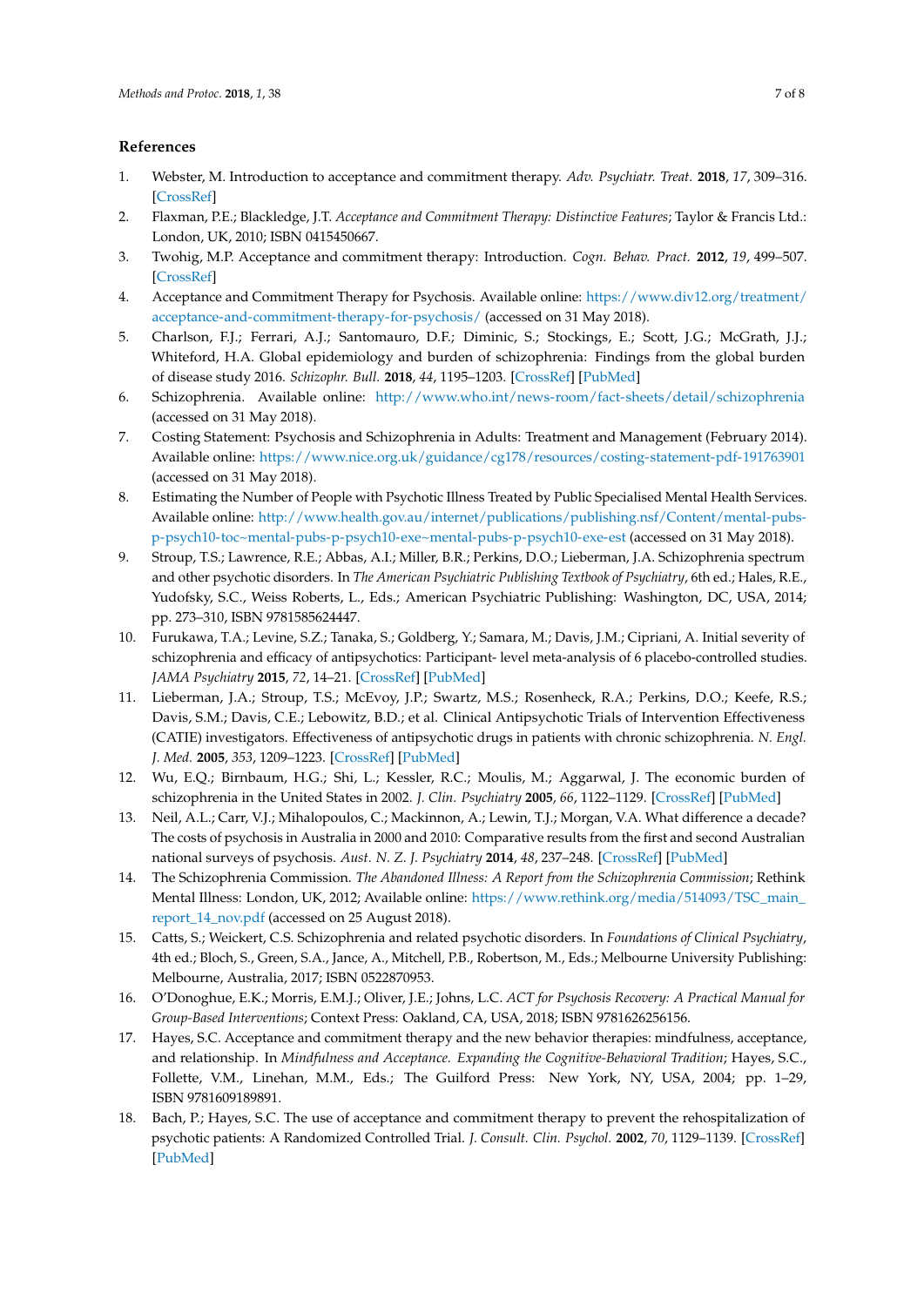## References

1. Webster, M. Introduction to acceptance and commitment therapy. *Adv. Psychiatr. Treat.* **2018**, *17*, 309–316. [CrossRef]
2. Flaxman, P.E.; Blackledge, J.T. *Acceptance and Commitment Therapy: Distinctive Features*; Taylor & Francis Ltd.: London, UK, 2010; ISBN 0415450667.
3. Twohig, M.P. Acceptance and commitment therapy: Introduction. *Cogn. Behav. Pract.* **2012**, *19*, 499–507. [CrossRef]
4. Acceptance and Commitment Therapy for Psychosis. Available online: https://www.div12.org/treatment/acceptance-and-commitment-therapy-for-psychosis/ (accessed on 31 May 2018).
5. Charlson, F.J.; Ferrari, A.J.; Santomauro, D.F.; Diminic, S.; Stockings, E.; Scott, J.G.; McGrath, J.J.; Whiteford, H.A. Global epidemiology and burden of schizophrenia: Findings from the global burden of disease study 2016. *Schizophr. Bull.* **2018**, *44*, 1195–1203. [CrossRef] [PubMed]
6. Schizophrenia. Available online: http://www.who.int/news-room/fact-sheets/detail/schizophrenia (accessed on 31 May 2018).
7. Costing Statement: Psychosis and Schizophrenia in Adults: Treatment and Management (February 2014). Available online: https://www.nice.org.uk/guidance/cg178/resources/costing-statement-pdf-191763901 (accessed on 31 May 2018).
8. Estimating the Number of People with Psychotic Illness Treated by Public Specialised Mental Health Services. Available online: http://www.health.gov.au/internet/publications/publishing.nsf/Content/mental-pubs-p-psych10-toc~mental-pubs-p-psych10-exe~mental-pubs-p-psych10-exe-est (accessed on 31 May 2018).
9. Stroup, T.S.; Lawrence, R.E.; Abbas, A.I.; Miller, B.R.; Perkins, D.O.; Lieberman, J.A. Schizophrenia spectrum and other psychotic disorders. In *The American Psychiatric Publishing Textbook of Psychiatry*, 6th ed.; Hales, R.E., Yudofsky, S.C., Weiss Roberts, L., Eds.; American Psychiatric Publishing: Washington, DC, USA, 2014; pp. 273–310, ISBN 9781585624447.
10. Furukawa, T.A.; Levine, S.Z.; Tanaka, S.; Goldberg, Y.; Samara, M.; Davis, J.M.; Cipriani, A. Initial severity of schizophrenia and efficacy of antipsychotics: Participant- level meta-analysis of 6 placebo-controlled studies. *JAMA Psychiatry* **2015**, *72*, 14–21. [CrossRef] [PubMed]
11. Lieberman, J.A.; Stroup, T.S.; McEvoy, J.P.; Swartz, M.S.; Rosenheck, R.A.; Perkins, D.O.; Keefe, R.S.; Davis, S.M.; Davis, C.E.; Lebowitz, B.D.; et al. Clinical Antipsychotic Trials of Intervention Effectiveness (CATIE) investigators. Effectiveness of antipsychotic drugs in patients with chronic schizophrenia. *N. Engl. J. Med.* **2005**, *353*, 1209–1223. [CrossRef] [PubMed]
12. Wu, E.Q.; Birnbaum, H.G.; Shi, L.; Kessler, R.C.; Moulis, M.; Aggarwal, J. The economic burden of schizophrenia in the United States in 2002. *J. Clin. Psychiatry* **2005**, *66*, 1122–1129. [CrossRef] [PubMed]
13. Neil, A.L.; Carr, V.J.; Mihalopoulos, C.; Mackinnon, A.; Lewin, T.J.; Morgan, V.A. What difference a decade? The costs of psychosis in Australia in 2000 and 2010: Comparative results from the first and second Australian national surveys of psychosis. *Aust. N. Z. J. Psychiatry* **2014**, *48*, 237–248. [CrossRef] [PubMed]
14. The Schizophrenia Commission. *The Abandoned Illness: A Report from the Schizophrenia Commission*; Rethink Mental Illness: London, UK, 2012; Available online: https://www.rethink.org/media/514093/TSC_main_report_14_nov.pdf (accessed on 25 August 2018).
15. Catts, S.; Weickert, C.S. Schizophrenia and related psychotic disorders. In *Foundations of Clinical Psychiatry*, 4th ed.; Bloch, S., Green, S.A., Jance, A., Mitchell, P.B., Robertson, M., Eds.; Melbourne University Publishing: Melbourne, Australia, 2017; ISBN 0522870953.
16. O'Donoghue, E.K.; Morris, E.M.J.; Oliver, J.E.; Johns, L.C. *ACT for Psychosis Recovery: A Practical Manual for Group-Based Interventions*; Context Press: Oakland, CA, USA, 2018; ISBN 9781626256156.
17. Hayes, S.C. Acceptance and commitment therapy and the new behavior therapies: mindfulness, acceptance, and relationship. In *Mindfulness and Acceptance. Expanding the Cognitive-Behavioral Tradition*; Hayes, S.C., Follette, V.M., Linehan, M.M., Eds.; The Guilford Press: New York, NY, USA, 2004; pp. 1–29, ISBN 9781609189891.
18. Bach, P.; Hayes, S.C. The use of acceptance and commitment therapy to prevent the rehospitalization of psychotic patients: A Randomized Controlled Trial. *J. Consult. Clin. Psychol.* **2002**, *70*, 1129–1139. [CrossRef] [PubMed]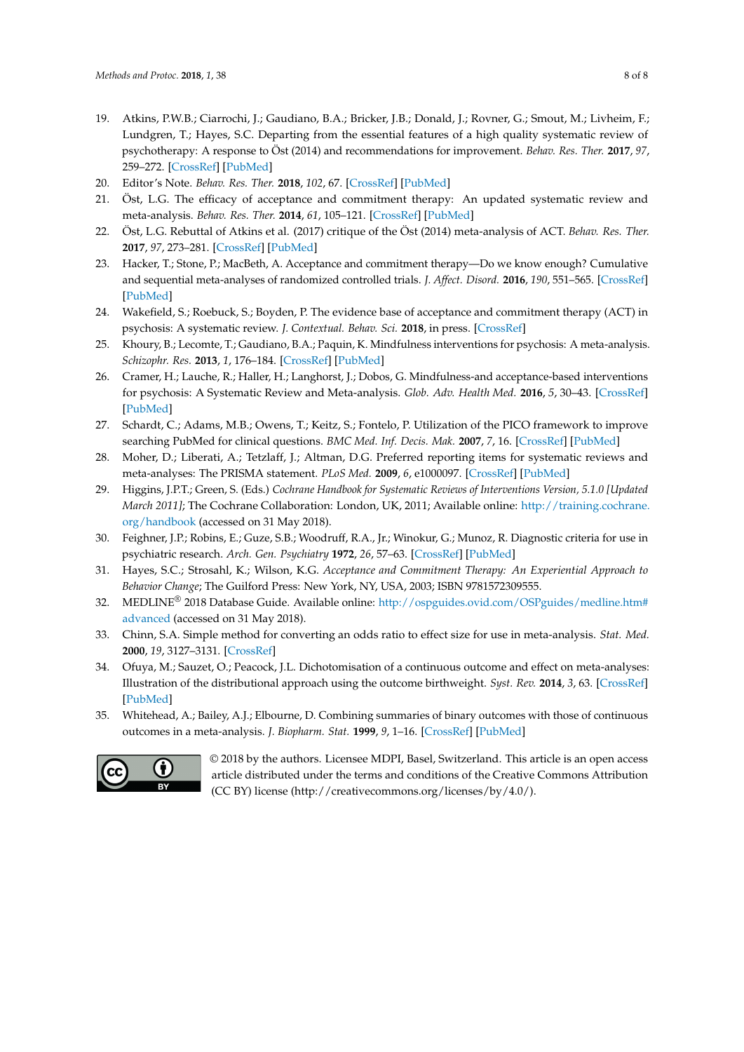19. Atkins, P.W.B.; Ciarrochi, J.; Gaudiano, B.A.; Bricker, J.B.; Donald, J.; Rovner, G.; Smout, M.; Livheim, F.; Lundgren, T.; Hayes, S.C. Departing from the essential features of a high quality systematic review of psychotherapy: A response to Öst (2014) and recommendations for improvement. *Behav. Res. Ther.* **2017**, *97*, 259–272. [CrossRef] [PubMed]
20. Editor's Note. *Behav. Res. Ther.* **2018**, *102*, 67. [CrossRef] [PubMed]
21. Öst, L.G. The efficacy of acceptance and commitment therapy: An updated systematic review and meta-analysis. *Behav. Res. Ther.* **2014**, *61*, 105–121. [CrossRef] [PubMed]
22. Öst, L.G. Rebuttal of Atkins et al. (2017) critique of the Öst (2014) meta-analysis of ACT. *Behav. Res. Ther.* **2017**, *97*, 273–281. [CrossRef] [PubMed]
23. Hacker, T.; Stone, P.; MacBeth, A. Acceptance and commitment therapy—Do we know enough? Cumulative and sequential meta-analyses of randomized controlled trials. *J. Affect. Disord.* **2016**, *190*, 551–565. [CrossRef] [PubMed]
24. Wakefield, S.; Roebuck, S.; Boyden, P. The evidence base of acceptance and commitment therapy (ACT) in psychosis: A systematic review. *J. Contextual. Behav. Sci.* **2018**, in press. [CrossRef]
25. Khoury, B.; Lecomte, T.; Gaudiano, B.A.; Paquin, K. Mindfulness interventions for psychosis: A meta-analysis. *Schizophr. Res.* **2013**, *1*, 176–184. [CrossRef] [PubMed]
26. Cramer, H.; Lauche, R.; Haller, H.; Langhorst, J.; Dobos, G. Mindfulness-and acceptance-based interventions for psychosis: A Systematic Review and Meta-analysis. *Glob. Adv. Health Med.* **2016**, *5*, 30–43. [CrossRef] [PubMed]
27. Schardt, C.; Adams, M.B.; Owens, T.; Keitz, S.; Fontelo, P. Utilization of the PICO framework to improve searching PubMed for clinical questions. *BMC Med. Inf. Decis. Mak.* **2007**, *7*, 16. [CrossRef] [PubMed]
28. Moher, D.; Liberati, A.; Tetzlaff, J.; Altman, D.G. Preferred reporting items for systematic reviews and meta-analyses: The PRISMA statement. *PLoS Med.* **2009**, *6*, e1000097. [CrossRef] [PubMed]
29. Higgins, J.P.T.; Green, S. (Eds.) *Cochrane Handbook for Systematic Reviews of Interventions Version, 5.1.0 [Updated March 2011]*; The Cochrane Collaboration: London, UK, 2011; Available online: http://training.cochrane.org/handbook (accessed on 31 May 2018).
30. Feighner, J.P.; Robins, E.; Guze, S.B.; Woodruff, R.A., Jr.; Winokur, G.; Munoz, R. Diagnostic criteria for use in psychiatric research. *Arch. Gen. Psychiatry* **1972**, *26*, 57–63. [CrossRef] [PubMed]
31. Hayes, S.C.; Strosahl, K.; Wilson, K.G. *Acceptance and Commitment Therapy: An Experiential Approach to Behavior Change*; The Guilford Press: New York, NY, USA, 2003; ISBN 9781572309555.
32. MEDLINE® 2018 Database Guide. Available online: http://ospguides.ovid.com/OSPguides/medline.htm#advanced (accessed on 31 May 2018).
33. Chinn, S.A. Simple method for converting an odds ratio to effect size for use in meta-analysis. *Stat. Med.* **2000**, *19*, 3127–3131. [CrossRef]
34. Ofuya, M.; Sauzet, O.; Peacock, J.L. Dichotomisation of a continuous outcome and effect on meta-analyses: Illustration of the distributional approach using the outcome birthweight. *Syst. Rev.* **2014**, *3*, 63. [CrossRef] [PubMed]
35. Whitehead, A.; Bailey, A.J.; Elbourne, D. Combining summaries of binary outcomes with those of continuous outcomes in a meta-analysis. *J. Biopharm. Stat.* **1999**, *9*, 1–16. [CrossRef] [PubMed]

© 2018 by the authors. Licensee MDPI, Basel, Switzerland. This article is an open access article distributed under the terms and conditions of the Creative Commons Attribution (CC BY) license (http://creativecommons.org/licenses/by/4.0/).